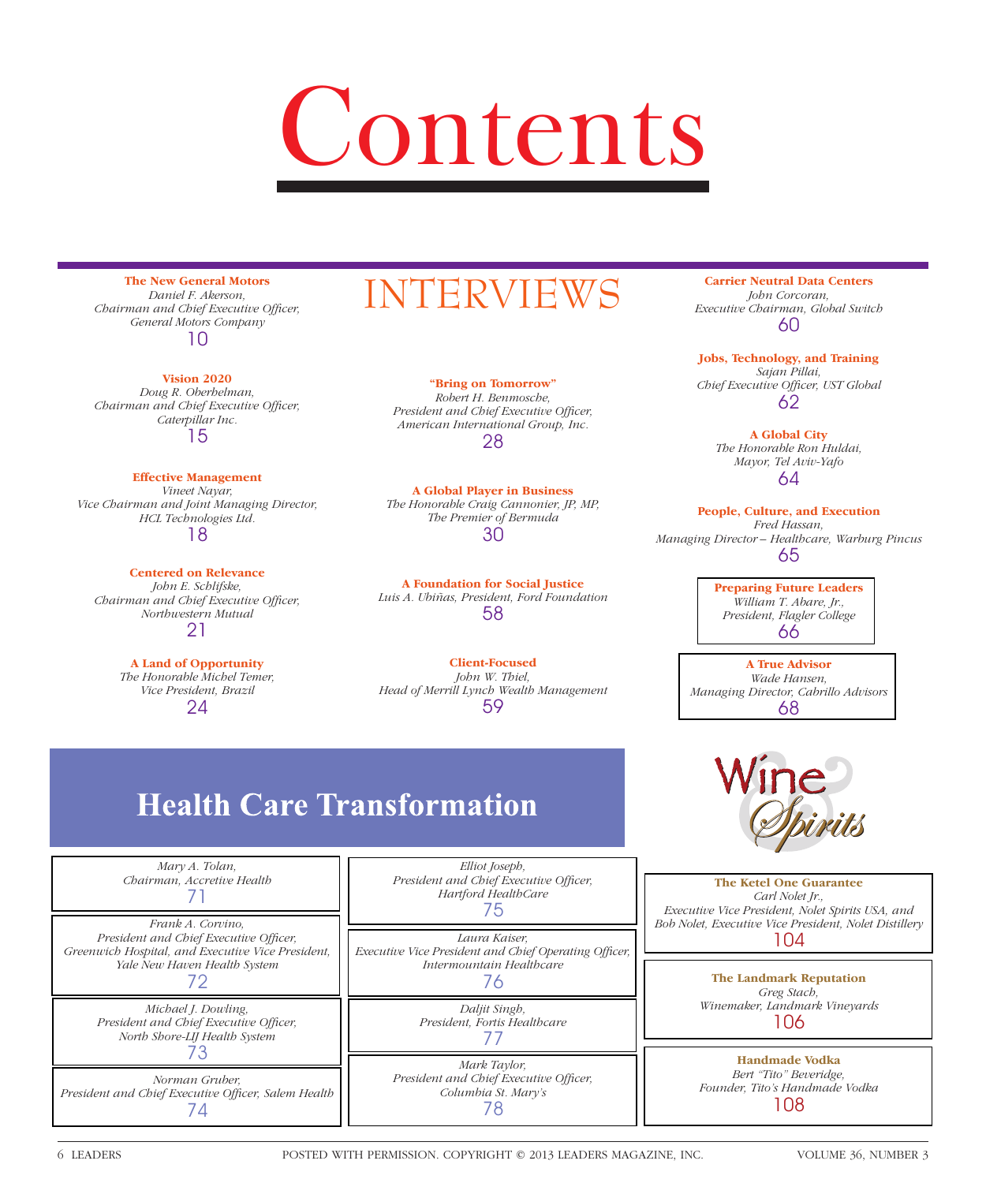# Contents

## INTERVIEWS

**The New General Motors**
*Daniel F. Akerson,*
*Chairman and Chief Executive Officer,*
*General Motors Company*
10

**Vision 2020**
*Doug R. Oberhelman,*
*Chairman and Chief Executive Officer,*
*Caterpillar Inc.*
15

**Effective Management**
*Vineet Nayar,*
*Vice Chairman and Joint Managing Director,*
*HCL Technologies Ltd.*
18

**Centered on Relevance**
*John E. Schlifske,*
*Chairman and Chief Executive Officer,*
*Northwestern Mutual*
21

**A Land of Opportunity**
*The Honorable Michel Temer,*
*Vice President, Brazil*
24

**"Bring on Tomorrow"**
*Robert H. Benmosche,*
*President and Chief Executive Officer,*
*American International Group, Inc.*
28

**A Global Player in Business**
*The Honorable Craig Cannonier, JP, MP,*
*The Premier of Bermuda*
30

**A Foundation for Social Justice**
*Luis A. Ubiñas, President, Ford Foundation*
58

**Client-Focused**
*John W. Thiel,*
*Head of Merrill Lynch Wealth Management*
59

**Carrier Neutral Data Centers**
*John Corcoran,*
*Executive Chairman, Global Switch*
60

**Jobs, Technology, and Training**
*Sajan Pillai,*
*Chief Executive Officer, UST Global*
62

**A Global City**
*The Honorable Ron Huldai,*
*Mayor, Tel Aviv-Yafo*
64

**People, Culture, and Execution**
*Fred Hassan,*
*Managing Director – Healthcare, Warburg Pincus*
65

**Preparing Future Leaders**
*William T. Abare, Jr.,*
*President, Flagler College*
66

**A True Advisor**
*Wade Hansen,*
*Managing Director, Cabrillo Advisors*
68

## Health Care Transformation

*Mary A. Tolan,*
*Chairman, Accretive Health*
71

*Frank A. Corvino,*
*President and Chief Executive Officer,*
*Greenwich Hospital, and Executive Vice President,*
*Yale New Haven Health System*
72

*Michael J. Dowling,*
*President and Chief Executive Officer,*
*North Shore-LIJ Health System*
73

*Norman Gruber,*
*President and Chief Executive Officer, Salem Health*
74

*Elliot Joseph,*
*President and Chief Executive Officer,*
*Hartford HealthCare*
75

*Laura Kaiser,*
*Executive Vice President and Chief Operating Officer,*
*Intermountain Healthcare*
76

*Daljit Singh,*
*President, Fortis Healthcare*
77

*Mark Taylor,*
*President and Chief Executive Officer,*
*Columbia St. Mary's*
78

## Wine & Spirits

**The Ketel One Guarantee**
*Carl Nolet Jr.,*
*Executive Vice President, Nolet Spirits USA, and*
*Bob Nolet, Executive Vice President, Nolet Distillery*
104

**The Landmark Reputation**
*Greg Stach,*
*Winemaker, Landmark Vineyards*
106

**Handmade Vodka**
*Bert "Tito" Beveridge,*
*Founder, Tito's Handmade Vodka*
108

POSTED WITH PERMISSION. COPYRIGHT © 2013 LEADERS MAGAZINE, INC.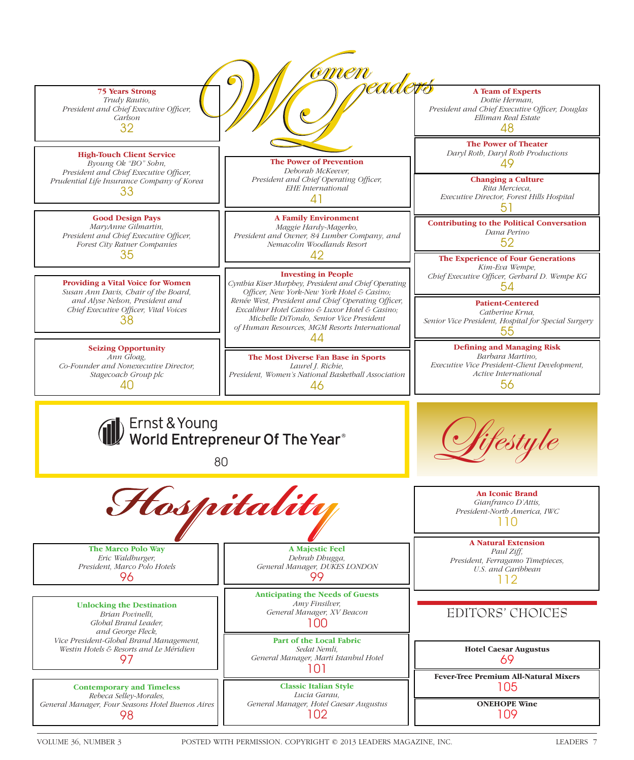# Women Leaders

**75 Years Strong**
*Trudy Rautio, President and Chief Executive Officer, Carlson*
32

**High-Touch Client Service**
*Byoung Ok "BO" Sohn, President and Chief Executive Officer, Prudential Life Insurance Company of Korea*
33

**Good Design Pays**
*MaryAnne Gilmartin, President and Chief Executive Officer, Forest City Ratner Companies*
35

**Providing a Vital Voice for Women**
*Susan Ann Davis, Chair of the Board, and Alyse Nelson, President and Chief Executive Officer, Vital Voices*
38

**Seizing Opportunity**
*Ann Gloag, Co-Founder and Nonexecutive Director, Stagecoach Group plc*
40

**The Power of Prevention**
*Deborah McKeever, President and Chief Operating Officer, EHE International*
41

**A Family Environment**
*Maggie Hardy-Magerko, President and Owner, 84 Lumber Company, and Nemacolin Woodlands Resort*
42

**Investing in People**
*Cynthia Kiser Murphey, President and Chief Operating Officer, New York-New York Hotel & Casino; Renée West, President and Chief Operating Officer, Excalibur Hotel Casino & Luxor Hotel & Casino; Michelle DiTondo, Senior Vice President of Human Resources, MGM Resorts International*
44

**The Most Diverse Fan Base in Sports**
*Laurel J. Richie, President, Women's National Basketball Association*
46

**A Team of Experts**
*Dottie Herman, President and Chief Executive Officer, Douglas Elliman Real Estate*
48

**The Power of Theater**
*Daryl Roth, Daryl Roth Productions*
49

**Changing a Culture**
*Rita Mercieca, Executive Director, Forest Hills Hospital*
51

**Contributing to the Political Conversation**
*Dana Perino*
52

**The Experience of Four Generations**
*Kim-Eva Wempe, Chief Executive Officer, Gerhard D. Wempe KG*
54

**Patient-Centered**
*Catherine Krna, Senior Vice President, Hospital for Special Surgery*
55

**Defining and Managing Risk**
*Barbara Martino, Executive Vice President-Client Development, Active International*
56

## Ernst & Young World Entrepreneur Of The Year®

80

# Hospitality

**The Marco Polo Way**
*Eric Waldburger, President, Marco Polo Hotels*
96

**Unlocking the Destination**
*Brian Povinelli, Global Brand Leader, and George Fleck, Vice President-Global Brand Management, Westin Hotels & Resorts and Le Méridien*
97

**Contemporary and Timeless**
*Rebeca Selley-Morales, General Manager, Four Seasons Hotel Buenos Aires*
98

**A Majestic Feel**
*Debrah Dhugga, General Manager, DUKES LONDON*
99

**Anticipating the Needs of Guests**
*Amy Finsilver, General Manager, XV Beacon*
100

**Part of the Local Fabric**
*Sedat Nemli, General Manager, Marti Istanbul Hotel*
101

**Classic Italian Style**
*Lucia Garau, General Manager, Hotel Caesar Augustus*
102

# Lifestyle

**An Iconic Brand**
*Gianfranco D'Attis, President-North America, IWC*
110

**A Natural Extension**
*Paul Ziff, President, Ferragamo Timepieces, U.S. and Caribbean*
112

## EDITORS' CHOICES

**Hotel Caesar Augustus**
69

**Fever-Tree Premium All-Natural Mixers**
105

**ONEHOPE Wine**
109

POSTED WITH PERMISSION. COPYRIGHT © 2013 LEADERS MAGAZINE, INC.